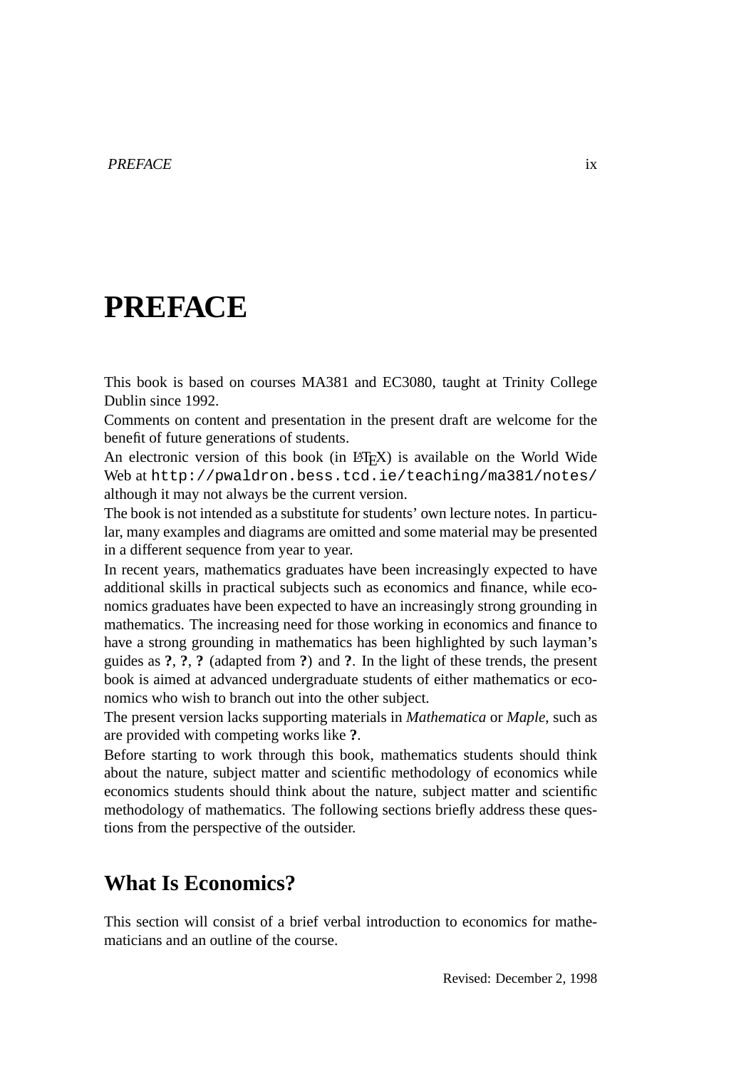# PREFACE

This book is based on courses MA381 and EC3080, taught at Trinity College Dublin since 1992.

Comments on content and presentation in the present draft are welcome for the benefit of future generations of students.

An electronic version of this book (in LaTeX) is available on the World Wide Web at `http://pwaldron.bess.tcd.ie/teaching/ma381/notes/` although it may not always be the current version.

The book is not intended as a substitute for students' own lecture notes. In particular, many examples and diagrams are omitted and some material may be presented in a different sequence from year to year.

In recent years, mathematics graduates have been increasingly expected to have additional skills in practical subjects such as economics and finance, while economics graduates have been expected to have an increasingly strong grounding in mathematics. The increasing need for those working in economics and finance to have a strong grounding in mathematics has been highlighted by such layman's guides as **?**, **?**, **?** (adapted from **?**) and **?**. In the light of these trends, the present book is aimed at advanced undergraduate students of either mathematics or economics who wish to branch out into the other subject.

The present version lacks supporting materials in *Mathematica* or *Maple*, such as are provided with competing works like **?**.

Before starting to work through this book, mathematics students should think about the nature, subject matter and scientific methodology of economics while economics students should think about the nature, subject matter and scientific methodology of mathematics. The following sections briefly address these questions from the perspective of the outsider.

## What Is Economics?

This section will consist of a brief verbal introduction to economics for mathematicians and an outline of the course.

Revised: December 2, 1998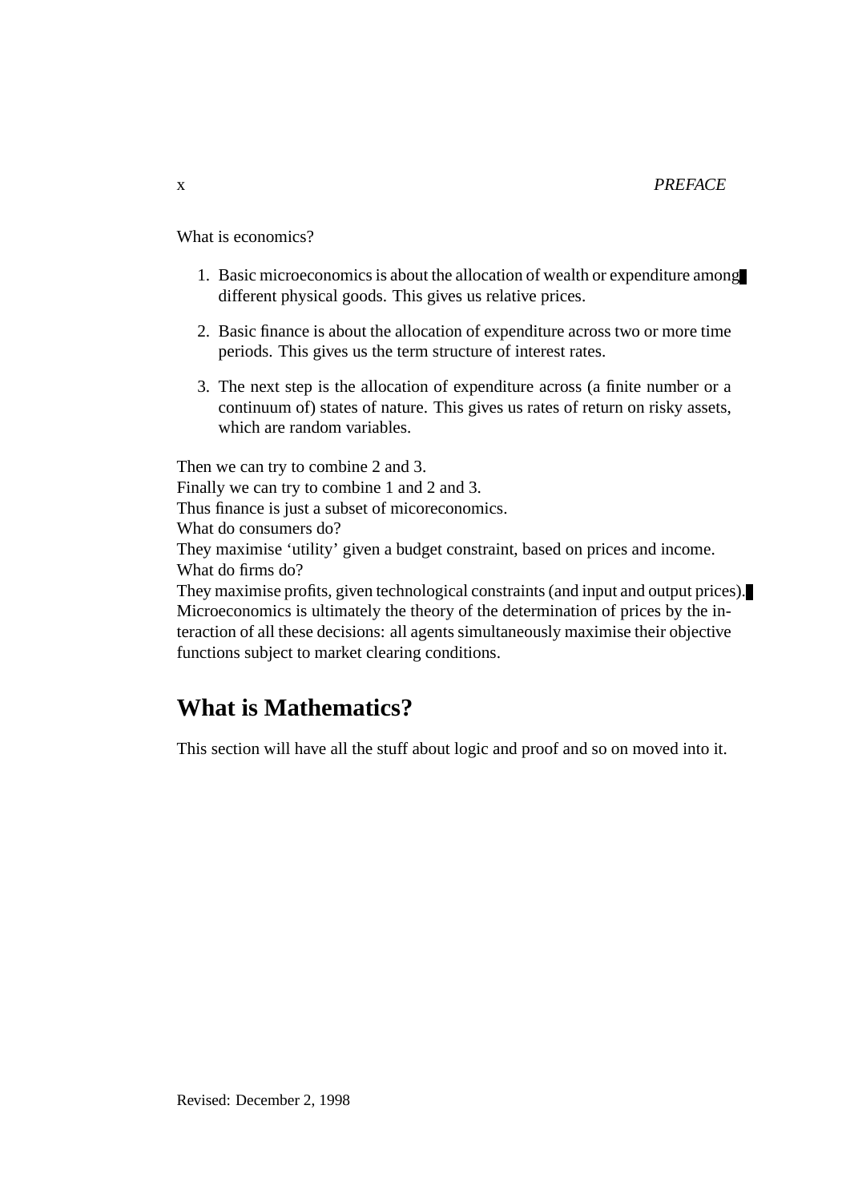What is economics?

1. Basic microeconomics is about the allocation of wealth or expenditure among different physical goods. This gives us relative prices.

2. Basic finance is about the allocation of expenditure across two or more time periods. This gives us the term structure of interest rates.

3. The next step is the allocation of expenditure across (a finite number or a continuum of) states of nature. This gives us rates of return on risky assets, which are random variables.

Then we can try to combine 2 and 3.
Finally we can try to combine 1 and 2 and 3.
Thus finance is just a subset of micoreconomics.
What do consumers do?
They maximise 'utility' given a budget constraint, based on prices and income.
What do firms do?
They maximise profits, given technological constraints (and input and output prices).
Microeconomics is ultimately the theory of the determination of prices by the interaction of all these decisions: all agents simultaneously maximise their objective functions subject to market clearing conditions.

## What is Mathematics?

This section will have all the stuff about logic and proof and so on moved into it.

Revised: December 2, 1998